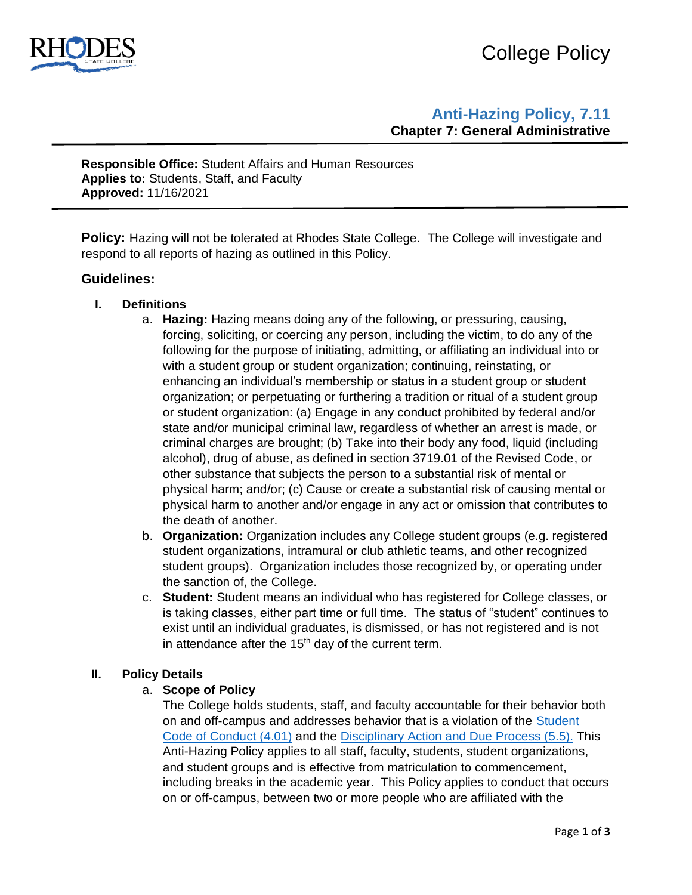# Anti-Hazing Policy, 7.11

## Chapter 7: General Administrative

**Responsible Office:** Student Affairs and Human Resources
**Applies to:** Students, Staff, and Faculty
**Approved:** 11/16/2021

---

**Policy:** Hazing will not be tolerated at Rhodes State College. The College will investigate and respond to all reports of hazing as outlined in this Policy.

### Guidelines:

**I. Definitions**

a. **Hazing:** Hazing means doing any of the following, or pressuring, causing, forcing, soliciting, or coercing any person, including the victim, to do any of the following for the purpose of initiating, admitting, or affiliating an individual into or with a student group or student organization; continuing, reinstating, or enhancing an individual's membership or status in a student group or student organization; or perpetuating or furthering a tradition or ritual of a student group or student organization: (a) Engage in any conduct prohibited by federal and/or state and/or municipal criminal law, regardless of whether an arrest is made, or criminal charges are brought; (b) Take into their body any food, liquid (including alcohol), drug of abuse, as defined in section 3719.01 of the Revised Code, or other substance that subjects the person to a substantial risk of mental or physical harm; and/or; (c) Cause or create a substantial risk of causing mental or physical harm to another and/or engage in any act or omission that contributes to the death of another.

b. **Organization:** Organization includes any College student groups (e.g. registered student organizations, intramural or club athletic teams, and other recognized student groups). Organization includes those recognized by, or operating under the sanction of, the College.

c. **Student:** Student means an individual who has registered for College classes, or is taking classes, either part time or full time. The status of "student" continues to exist until an individual graduates, is dismissed, or has not registered and is not in attendance after the 15th day of the current term.

**II. Policy Details**

a. **Scope of Policy**

The College holds students, staff, and faculty accountable for their behavior both on and off-campus and addresses behavior that is a violation of the Student Code of Conduct (4.01) and the Disciplinary Action and Due Process (5.5). This Anti-Hazing Policy applies to all staff, faculty, students, student organizations, and student groups and is effective from matriculation to commencement, including breaks in the academic year. This Policy applies to conduct that occurs on or off-campus, between two or more people who are affiliated with the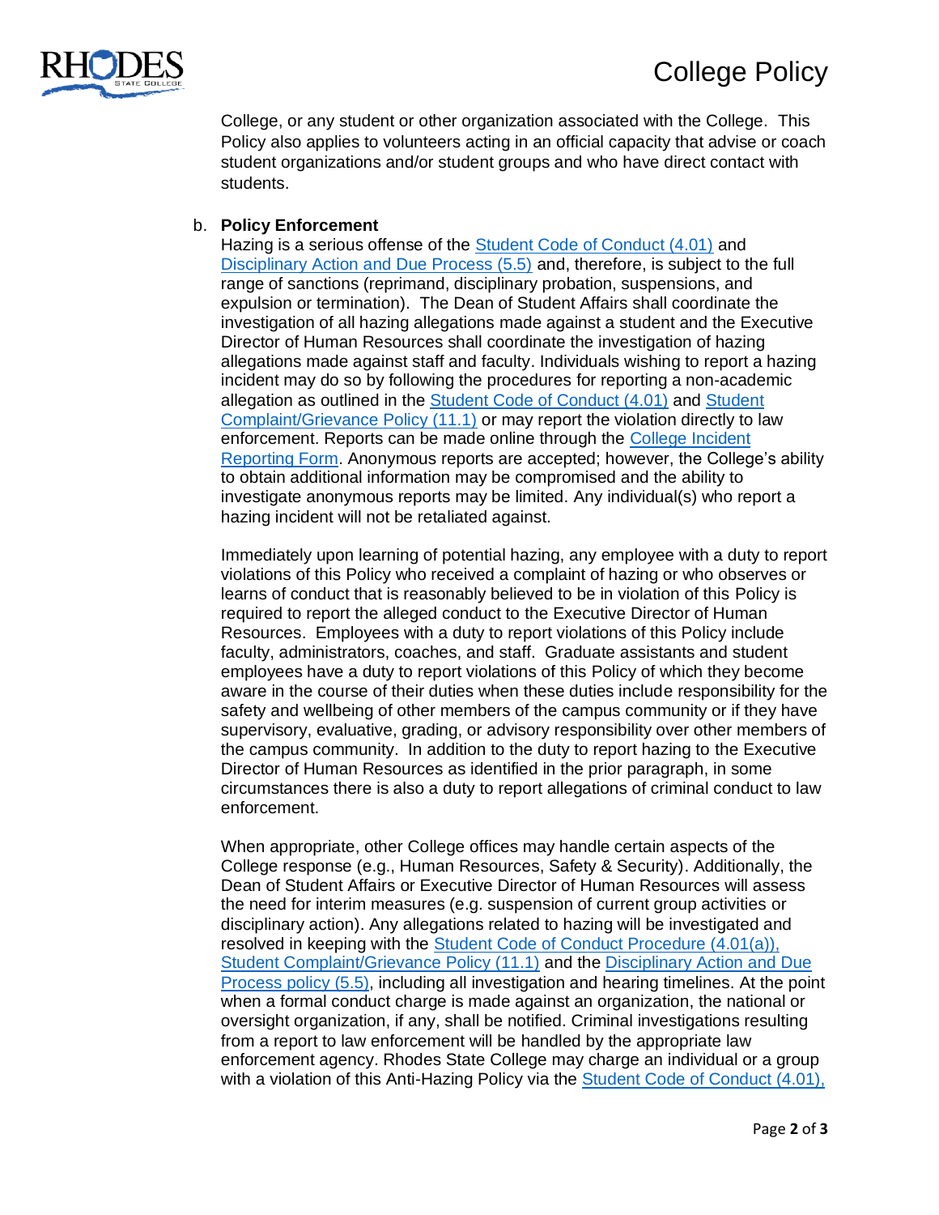College, or any student or other organization associated with the College. This Policy also applies to volunteers acting in an official capacity that advise or coach student organizations and/or student groups and who have direct contact with students.

b. **Policy Enforcement**

Hazing is a serious offense of the Student Code of Conduct (4.01) and Disciplinary Action and Due Process (5.5) and, therefore, is subject to the full range of sanctions (reprimand, disciplinary probation, suspensions, and expulsion or termination). The Dean of Student Affairs shall coordinate the investigation of all hazing allegations made against a student and the Executive Director of Human Resources shall coordinate the investigation of hazing allegations made against staff and faculty. Individuals wishing to report a hazing incident may do so by following the procedures for reporting a non-academic allegation as outlined in the Student Code of Conduct (4.01) and Student Complaint/Grievance Policy (11.1) or may report the violation directly to law enforcement. Reports can be made online through the College Incident Reporting Form. Anonymous reports are accepted; however, the College's ability to obtain additional information may be compromised and the ability to investigate anonymous reports may be limited. Any individual(s) who report a hazing incident will not be retaliated against.

Immediately upon learning of potential hazing, any employee with a duty to report violations of this Policy who received a complaint of hazing or who observes or learns of conduct that is reasonably believed to be in violation of this Policy is required to report the alleged conduct to the Executive Director of Human Resources. Employees with a duty to report violations of this Policy include faculty, administrators, coaches, and staff. Graduate assistants and student employees have a duty to report violations of this Policy of which they become aware in the course of their duties when these duties include responsibility for the safety and wellbeing of other members of the campus community or if they have supervisory, evaluative, grading, or advisory responsibility over other members of the campus community. In addition to the duty to report hazing to the Executive Director of Human Resources as identified in the prior paragraph, in some circumstances there is also a duty to report allegations of criminal conduct to law enforcement.

When appropriate, other College offices may handle certain aspects of the College response (e.g., Human Resources, Safety & Security). Additionally, the Dean of Student Affairs or Executive Director of Human Resources will assess the need for interim measures (e.g. suspension of current group activities or disciplinary action). Any allegations related to hazing will be investigated and resolved in keeping with the Student Code of Conduct Procedure (4.01(a)), Student Complaint/Grievance Policy (11.1) and the Disciplinary Action and Due Process policy (5.5), including all investigation and hearing timelines. At the point when a formal conduct charge is made against an organization, the national or oversight organization, if any, shall be notified. Criminal investigations resulting from a report to law enforcement will be handled by the appropriate law enforcement agency. Rhodes State College may charge an individual or a group with a violation of this Anti-Hazing Policy via the Student Code of Conduct (4.01),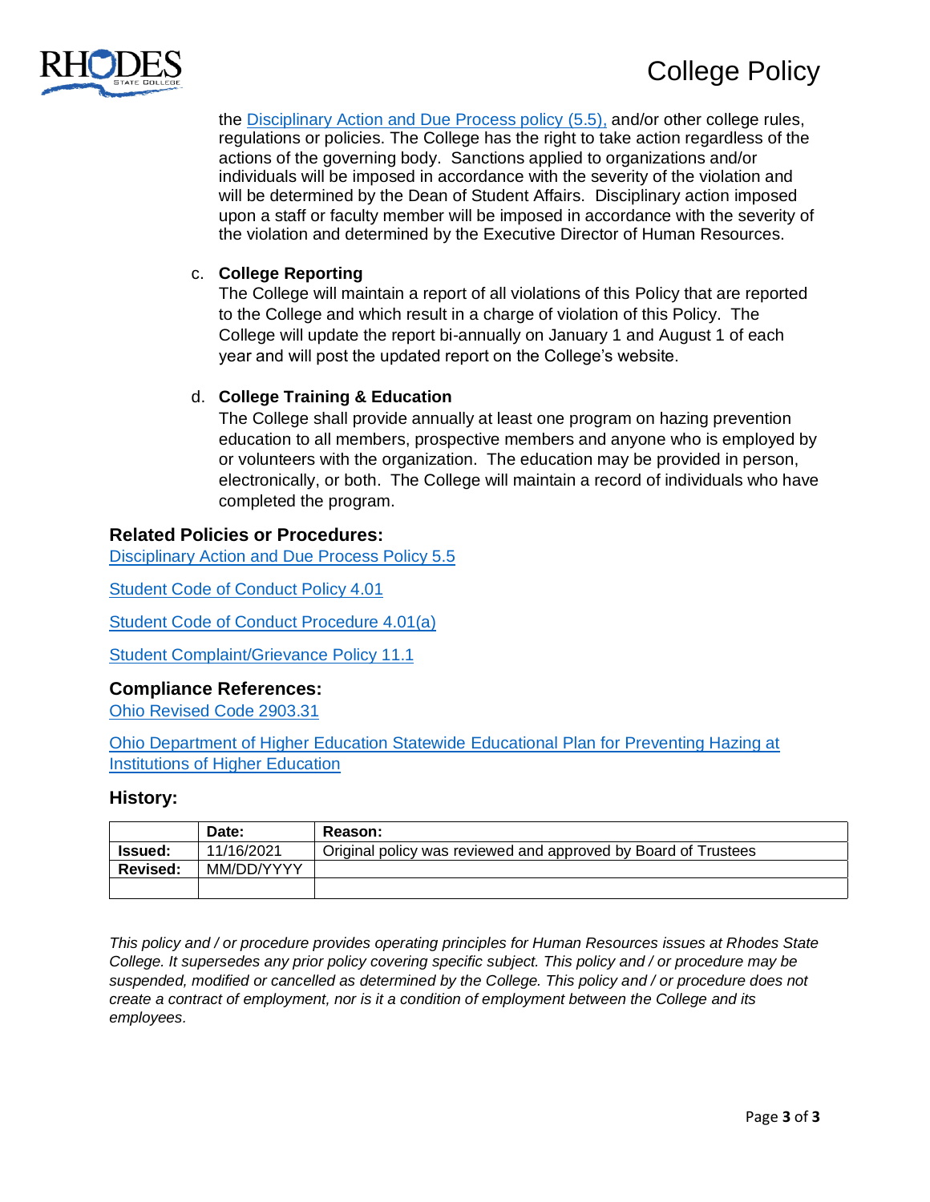the [Disciplinary Action and Due Process policy (5.5),] and/or other college rules, regulations or policies. The College has the right to take action regardless of the actions of the governing body. Sanctions applied to organizations and/or individuals will be imposed in accordance with the severity of the violation and will be determined by the Dean of Student Affairs. Disciplinary action imposed upon a staff or faculty member will be imposed in accordance with the severity of the violation and determined by the Executive Director of Human Resources.

c. **College Reporting**
   The College will maintain a report of all violations of this Policy that are reported to the College and which result in a charge of violation of this Policy. The College will update the report bi-annually on January 1 and August 1 of each year and will post the updated report on the College's website.

d. **College Training & Education**
   The College shall provide annually at least one program on hazing prevention education to all members, prospective members and anyone who is employed by or volunteers with the organization. The education may be provided in person, electronically, or both. The College will maintain a record of individuals who have completed the program.

### Related Policies or Procedures:

Disciplinary Action and Due Process Policy 5.5

Student Code of Conduct Policy 4.01

Student Code of Conduct Procedure 4.01(a)

Student Complaint/Grievance Policy 11.1

### Compliance References:

Ohio Revised Code 2903.31

Ohio Department of Higher Education Statewide Educational Plan for Preventing Hazing at Institutions of Higher Education

### History:

| | Date: | Reason: |
|---|---|---|
| **Issued:** | 11/16/2021 | Original policy was reviewed and approved by Board of Trustees |
| **Revised:** | MM/DD/YYYY | |
| | | |

*This policy and / or procedure provides operating principles for Human Resources issues at Rhodes State College. It supersedes any prior policy covering specific subject. This policy and / or procedure may be suspended, modified or cancelled as determined by the College. This policy and / or procedure does not create a contract of employment, nor is it a condition of employment between the College and its employees.*